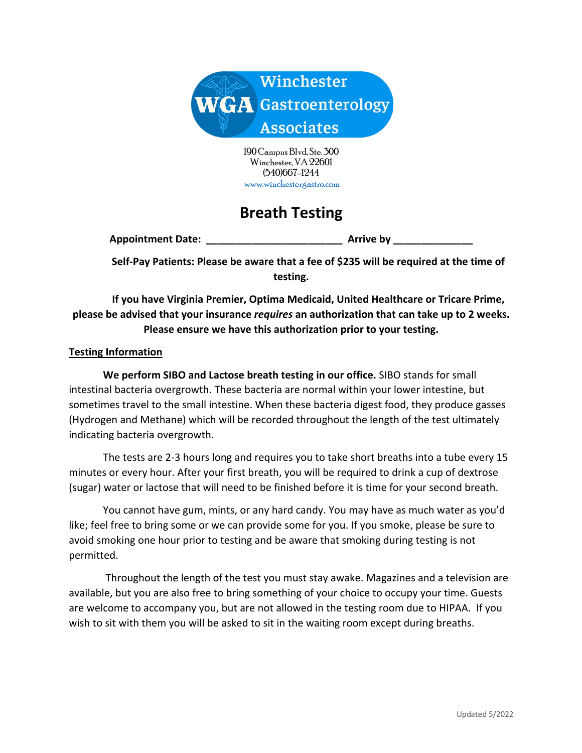Winchester Gastroenterology Associates

190 Campus Blvd, Ste. 300
Winchester, VA 22601
(540)667-1244
www.winchestergastro.com

# Breath Testing

**Appointment Date: ________________________ Arrive by ______________**

**Self-Pay Patients: Please be aware that a fee of $235 will be required at the time of testing.**

**If you have Virginia Premier, Optima Medicaid, United Healthcare or Tricare Prime, please be advised that your insurance *requires* an authorization that can take up to 2 weeks. Please ensure we have this authorization prior to your testing.**

## Testing Information

**We perform SIBO and Lactose breath testing in our office.** SIBO stands for small intestinal bacteria overgrowth. These bacteria are normal within your lower intestine, but sometimes travel to the small intestine. When these bacteria digest food, they produce gasses (Hydrogen and Methane) which will be recorded throughout the length of the test ultimately indicating bacteria overgrowth.

The tests are 2-3 hours long and requires you to take short breaths into a tube every 15 minutes or every hour. After your first breath, you will be required to drink a cup of dextrose (sugar) water or lactose that will need to be finished before it is time for your second breath.

You cannot have gum, mints, or any hard candy. You may have as much water as you'd like; feel free to bring some or we can provide some for you. If you smoke, please be sure to avoid smoking one hour prior to testing and be aware that smoking during testing is not permitted.

Throughout the length of the test you must stay awake. Magazines and a television are available, but you are also free to bring something of your choice to occupy your time. Guests are welcome to accompany you, but are not allowed in the testing room due to HIPAA. If you wish to sit with them you will be asked to sit in the waiting room except during breaths.

Updated 5/2022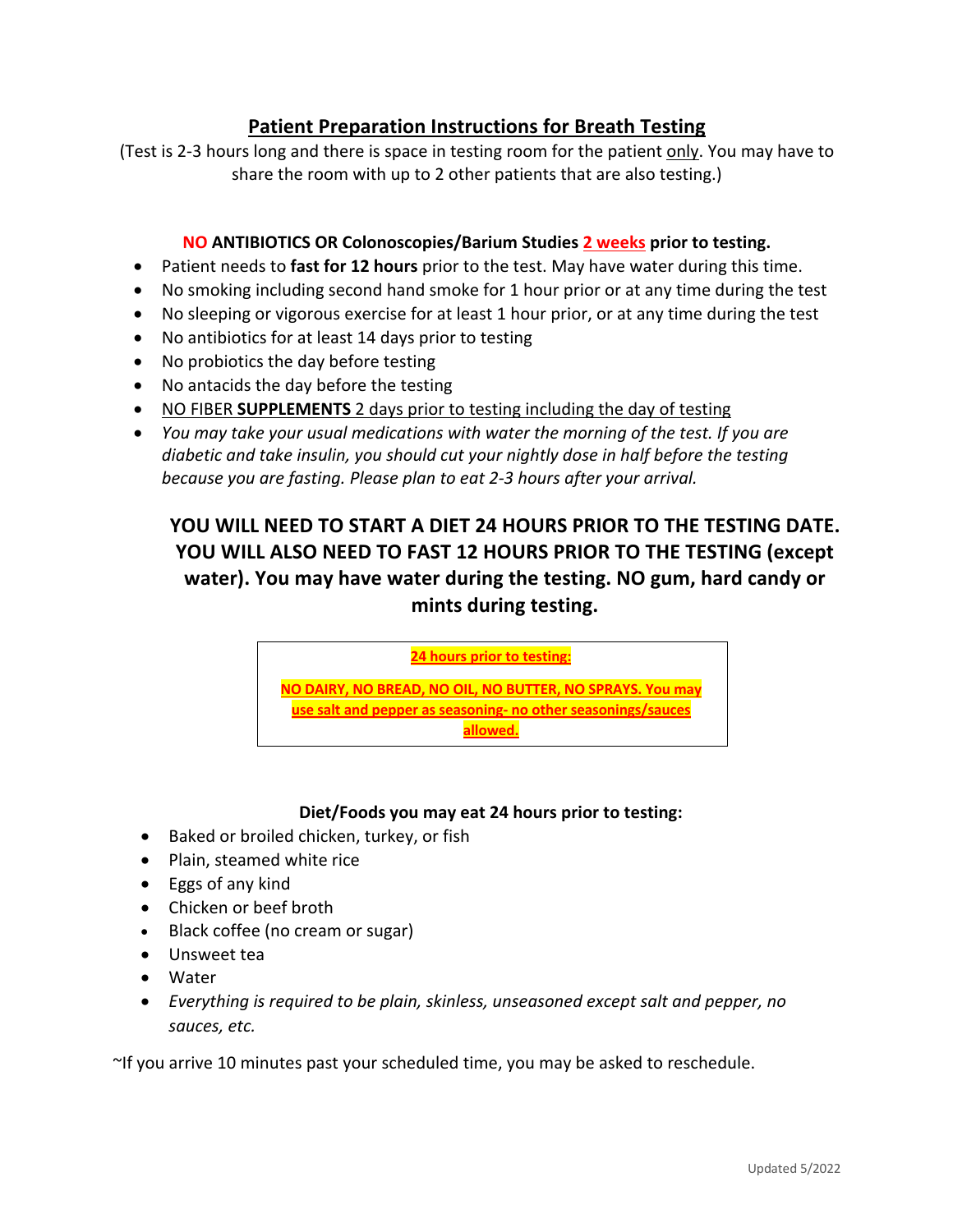## Patient Preparation Instructions for Breath Testing

(Test is 2-3 hours long and there is space in testing room for the patient only. You may have to share the room with up to 2 other patients that are also testing.)

**NO ANTIBIOTICS OR Colonoscopies/Barium Studies 2 weeks prior to testing.**

- Patient needs to **fast for 12 hours** prior to the test. May have water during this time.
- No smoking including second hand smoke for 1 hour prior or at any time during the test
- No sleeping or vigorous exercise for at least 1 hour prior, or at any time during the test
- No antibiotics for at least 14 days prior to testing
- No probiotics the day before testing
- No antacids the day before the testing
- NO FIBER **SUPPLEMENTS** 2 days prior to testing including the day of testing
- *You may take your usual medications with water the morning of the test. If you are diabetic and take insulin, you should cut your nightly dose in half before the testing because you are fasting. Please plan to eat 2-3 hours after your arrival.*

**YOU WILL NEED TO START A DIET 24 HOURS PRIOR TO THE TESTING DATE. YOU WILL ALSO NEED TO FAST 12 HOURS PRIOR TO THE TESTING (except water). You may have water during the testing. NO gum, hard candy or mints during testing.**

**24 hours prior to testing:**

**NO DAIRY, NO BREAD, NO OIL, NO BUTTER, NO SPRAYS. You may use salt and pepper as seasoning- no other seasonings/sauces allowed.**

**Diet/Foods you may eat 24 hours prior to testing:**

- Baked or broiled chicken, turkey, or fish
- Plain, steamed white rice
- Eggs of any kind
- Chicken or beef broth
- Black coffee (no cream or sugar)
- Unsweet tea
- Water
- *Everything is required to be plain, skinless, unseasoned except salt and pepper, no sauces, etc.*

~If you arrive 10 minutes past your scheduled time, you may be asked to reschedule.

Updated 5/2022